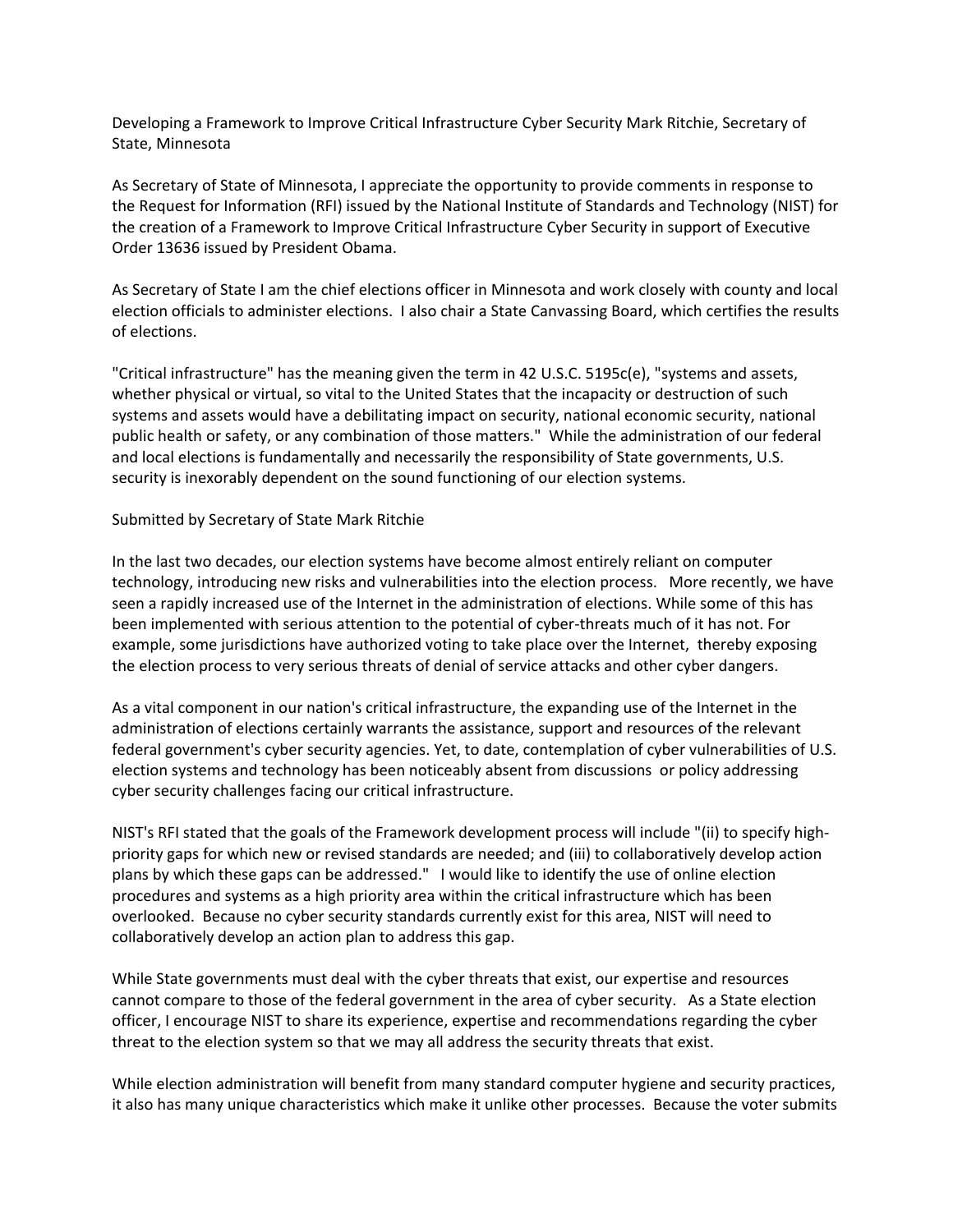Developing a Framework to Improve Critical Infrastructure Cyber Security Mark Ritchie, Secretary of State, Minnesota

As Secretary of State of Minnesota, I appreciate the opportunity to provide comments in response to the Request for Information (RFI) issued by the National Institute of Standards and Technology (NIST) for the creation of a Framework to Improve Critical Infrastructure Cyber Security in support of Executive Order 13636 issued by President Obama.

As Secretary of State I am the chief elections officer in Minnesota and work closely with county and local election officials to administer elections. I also chair a State Canvassing Board, which certifies the results of elections.

"Critical infrastructure" has the meaning given the term in 42 U.S.C. 5195c(e), "systems and assets, whether physical or virtual, so vital to the United States that the incapacity or destruction of such systems and assets would have a debilitating impact on security, national economic security, national public health or safety, or any combination of those matters." While the administration of our federal and local elections is fundamentally and necessarily the responsibility of State governments, U.S. security is inexorably dependent on the sound functioning of our election systems.

Submitted by Secretary of State Mark Ritchie

In the last two decades, our election systems have become almost entirely reliant on computer technology, introducing new risks and vulnerabilities into the election process. More recently, we have seen a rapidly increased use of the Internet in the administration of elections. While some of this has been implemented with serious attention to the potential of cyber-threats much of it has not. For example, some jurisdictions have authorized voting to take place over the Internet, thereby exposing the election process to very serious threats of denial of service attacks and other cyber dangers.

As a vital component in our nation's critical infrastructure, the expanding use of the Internet in the administration of elections certainly warrants the assistance, support and resources of the relevant federal government's cyber security agencies. Yet, to date, contemplation of cyber vulnerabilities of U.S. election systems and technology has been noticeably absent from discussions or policy addressing cyber security challenges facing our critical infrastructure.

NIST's RFI stated that the goals of the Framework development process will include "(ii) to specify high-priority gaps for which new or revised standards are needed; and (iii) to collaboratively develop action plans by which these gaps can be addressed." I would like to identify the use of online election procedures and systems as a high priority area within the critical infrastructure which has been overlooked. Because no cyber security standards currently exist for this area, NIST will need to collaboratively develop an action plan to address this gap.

While State governments must deal with the cyber threats that exist, our expertise and resources cannot compare to those of the federal government in the area of cyber security. As a State election officer, I encourage NIST to share its experience, expertise and recommendations regarding the cyber threat to the election system so that we may all address the security threats that exist.

While election administration will benefit from many standard computer hygiene and security practices, it also has many unique characteristics which make it unlike other processes. Because the voter submits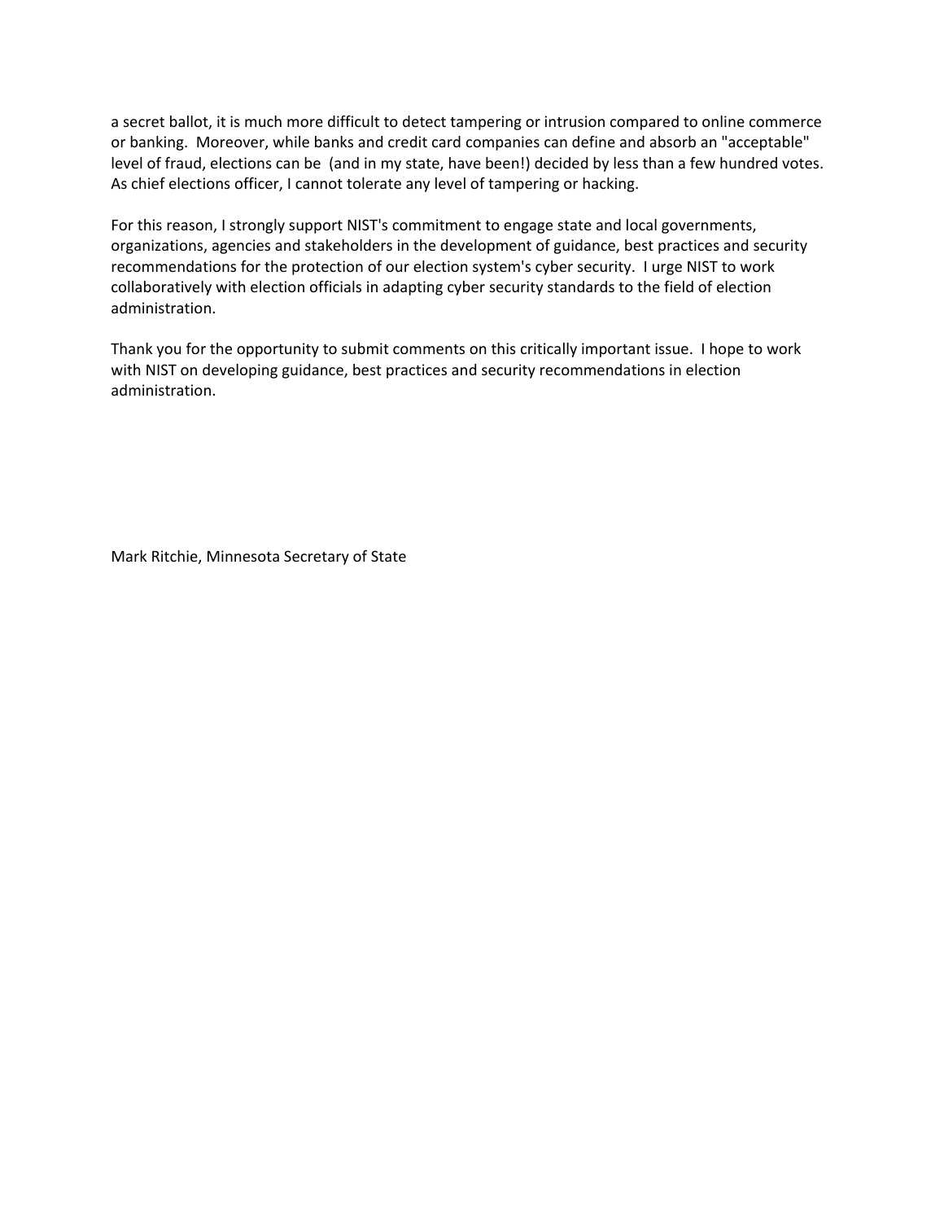a secret ballot, it is much more difficult to detect tampering or intrusion compared to online commerce or banking. Moreover, while banks and credit card companies can define and absorb an "acceptable" level of fraud, elections can be (and in my state, have been!) decided by less than a few hundred votes. As chief elections officer, I cannot tolerate any level of tampering or hacking.

For this reason, I strongly support NIST's commitment to engage state and local governments, organizations, agencies and stakeholders in the development of guidance, best practices and security recommendations for the protection of our election system's cyber security. I urge NIST to work collaboratively with election officials in adapting cyber security standards to the field of election administration.

Thank you for the opportunity to submit comments on this critically important issue. I hope to work with NIST on developing guidance, best practices and security recommendations in election administration.

Mark Ritchie, Minnesota Secretary of State